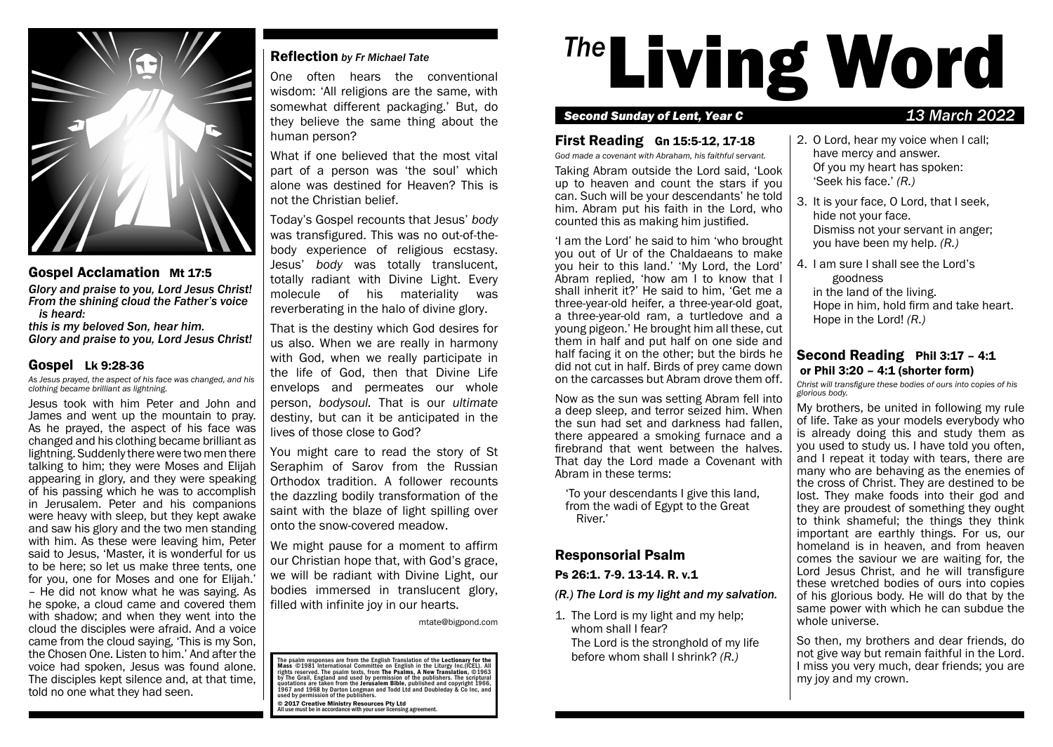# *The* Living Word

*Second Sunday of Lent, Year C* — *13 March 2022*

## Gospel Acclamation Mt 17:5

***Glory and praise to you, Lord Jesus Christ!***
***From the shining cloud the Father's voice is heard:***
***this is my beloved Son, hear him.***
***Glory and praise to you, Lord Jesus Christ!***

## Gospel Lk 9:28-36

*As Jesus prayed, the aspect of his face was changed, and his clothing became brilliant as lightning.*

Jesus took with him Peter and John and James and went up the mountain to pray. As he prayed, the aspect of his face was changed and his clothing became brilliant as lightning. Suddenly there were two men there talking to him; they were Moses and Elijah appearing in glory, and they were speaking of his passing which he was to accomplish in Jerusalem. Peter and his companions were heavy with sleep, but they kept awake and saw his glory and the two men standing with him. As these were leaving him, Peter said to Jesus, 'Master, it is wonderful for us to be here; so let us make three tents, one for you, one for Moses and one for Elijah.' – He did not know what he was saying. As he spoke, a cloud came and covered them with shadow; and when they went into the cloud the disciples were afraid. And a voice came from the cloud saying, 'This is my Son, the Chosen One. Listen to him.' And after the voice had spoken, Jesus was found alone. The disciples kept silence and, at that time, told no one what they had seen.

## Reflection *by Fr Michael Tate*

One often hears the conventional wisdom: 'All religions are the same, with somewhat different packaging.' But, do they believe the same thing about the human person?

What if one believed that the most vital part of a person was 'the soul' which alone was destined for Heaven? This is not the Christian belief.

Today's Gospel recounts that Jesus' *body* was transfigured. This was no out-of-the-body experience of religious ecstasy. Jesus' *body* was totally translucent, totally radiant with Divine Light. Every molecule of his materiality was reverberating in the halo of divine glory.

That is the destiny which God desires for us also. When we are really in harmony with God, when we really participate in the life of God, then that Divine Life envelops and permeates our whole person, *bodysoul.* That is our *ultimate* destiny, but can it be anticipated in the lives of those close to God?

You might care to read the story of St Seraphim of Sarov from the Russian Orthodox tradition. A follower recounts the dazzling bodily transformation of the saint with the blaze of light spilling over onto the snow-covered meadow.

We might pause for a moment to affirm our Christian hope that, with God's grace, we will be radiant with Divine Light, our bodies immersed in translucent glory, filled with infinite joy in our hearts.

mtate@bigpond.com

The psalm responses are from the English Translation of the **Lectionary for the Mass** ©1981 International Committee on English in the Liturgy Inc.(ICEL). All rights reserved. The psalm texts, from **The Psalms, A New Translation**, ©1963 by The Grail, England and used by permission of the publishers. The scriptural quotations are taken from the **Jerusalem Bible**, published and copyright 1966, 1967 and 1968 by Darton Longman and Todd Ltd and Doubleday & Co Inc, and used by permission of the publishers.

**© 2017 Creative Ministry Resources Pty Ltd**
All use must be in accordance with your user licensing agreement.

## First Reading Gn 15:5-12, 17-18

*God made a covenant with Abraham, his faithful servant.*

Taking Abram outside the Lord said, 'Look up to heaven and count the stars if you can. Such will be your descendants' he told him. Abram put his faith in the Lord, who counted this as making him justified.

'I am the Lord' he said to him 'who brought you out of Ur of the Chaldaeans to make you heir to this land.' 'My Lord, the Lord' Abram replied, 'how am I to know that I shall inherit it?' He said to him, 'Get me a three-year-old heifer, a three-year-old goat, a three-year-old ram, a turtledove and a young pigeon.' He brought him all these, cut them in half and put half on one side and half facing it on the other; but the birds he did not cut in half. Birds of prey came down on the carcasses but Abram drove them off.

Now as the sun was setting Abram fell into a deep sleep, and terror seized him. When the sun had set and darkness had fallen, there appeared a smoking furnace and a firebrand that went between the halves. That day the Lord made a Covenant with Abram in these terms:

'To your descendants I give this land,
from the wadi of Egypt to the Great River.'

## Responsorial Psalm

**Ps 26:1. 7-9. 13-14. R. v.1**

***(R.) The Lord is my light and my salvation.***

1. The Lord is my light and my help;
   whom shall I fear?
   The Lord is the stronghold of my life
   before whom shall I shrink? *(R.)*

2. O Lord, hear my voice when I call;
   have mercy and answer.
   Of you my heart has spoken:
   'Seek his face.' *(R.)*

3. It is your face, O Lord, that I seek,
   hide not your face.
   Dismiss not your servant in anger;
   you have been my help. *(R.)*

4. I am sure I shall see the Lord's goodness
   in the land of the living.
   Hope in him, hold firm and take heart.
   Hope in the Lord! *(R.)*

## Second Reading Phil 3:17 – 4:1 or Phil 3:20 – 4:1 (shorter form)

*Christ will transfigure these bodies of ours into copies of his glorious body.*

My brothers, be united in following my rule of life. Take as your models everybody who is already doing this and study them as you used to study us. I have told you often, and I repeat it today with tears, there are many who are behaving as the enemies of the cross of Christ. They are destined to be lost. They make foods into their god and they are proudest of something they ought to think shameful; the things they think important are earthly things. For us, our homeland is in heaven, and from heaven comes the saviour we are waiting for, the Lord Jesus Christ, and he will transfigure these wretched bodies of ours into copies of his glorious body. He will do that by the same power with which he can subdue the whole universe.

So then, my brothers and dear friends, do not give way but remain faithful in the Lord. I miss you very much, dear friends; you are my joy and my crown.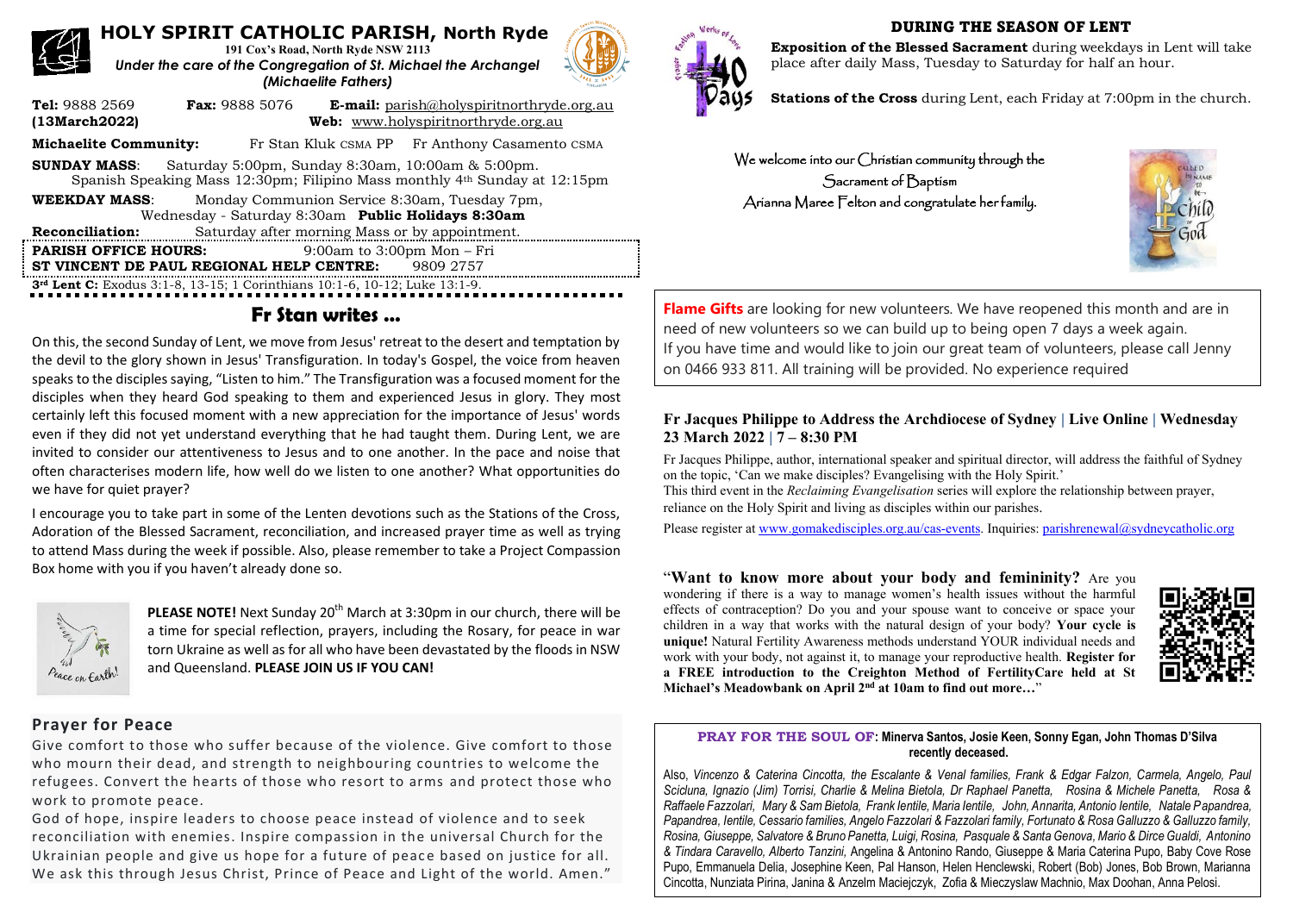# HOLY SPIRIT CATHOLIC PARISH, North Ryde

**191 Cox's Road, North Ryde NSW 2113**

*Under the care of the Congregation of St. Michael the Archangel (Michaelite Fathers)*

**Tel:** 9888 2569 **Fax:** 9888 5076 **E-mail:** parish@holyspiritnorthryde.org.au

**(13March2022)** **Web:** www.holyspiritnorthryde.org.au

**Michaelite Community:** Fr Stan Kluk CSMA PP Fr Anthony Casamento CSMA

**SUNDAY MASS**: Saturday 5:00pm, Sunday 8:30am, 10:00am & 5:00pm. Spanish Speaking Mass 12:30pm; Filipino Mass monthly 4th Sunday at 12:15pm

**WEEKDAY MASS**: Monday Communion Service 8:30am, Tuesday 7pm, Wednesday - Saturday 8:30am **Public Holidays 8:30am**

**Reconciliation:** Saturday after morning Mass or by appointment.

**PARISH OFFICE HOURS:** 9:00am to 3:00pm Mon – Fri

**ST VINCENT DE PAUL REGIONAL HELP CENTRE:** 9809 2757

**3rd Lent C:** Exodus 3:1-8, 13-15; 1 Corinthians 10:1-6, 10-12; Luke 13:1-9.

## Fr Stan writes …

On this, the second Sunday of Lent, we move from Jesus' retreat to the desert and temptation by the devil to the glory shown in Jesus' Transfiguration. In today's Gospel, the voice from heaven speaks to the disciples saying, "Listen to him." The Transfiguration was a focused moment for the disciples when they heard God speaking to them and experienced Jesus in glory. They most certainly left this focused moment with a new appreciation for the importance of Jesus' words even if they did not yet understand everything that he had taught them. During Lent, we are invited to consider our attentiveness to Jesus and to one another. In the pace and noise that often characterises modern life, how well do we listen to one another? What opportunities do we have for quiet prayer?

I encourage you to take part in some of the Lenten devotions such as the Stations of the Cross, Adoration of the Blessed Sacrament, reconciliation, and increased prayer time as well as trying to attend Mass during the week if possible. Also, please remember to take a Project Compassion Box home with you if you haven't already done so.

**PLEASE NOTE!** Next Sunday 20th March at 3:30pm in our church, there will be a time for special reflection, prayers, including the Rosary, for peace in war torn Ukraine as well as for all who have been devastated by the floods in NSW and Queensland. **PLEASE JOIN US IF YOU CAN!**

### Prayer for Peace

Give comfort to those who suffer because of the violence. Give comfort to those who mourn their dead, and strength to neighbouring countries to welcome the refugees. Convert the hearts of those who resort to arms and protect those who work to promote peace.

God of hope, inspire leaders to choose peace instead of violence and to seek reconciliation with enemies. Inspire compassion in the universal Church for the Ukrainian people and give us hope for a future of peace based on justice for all. We ask this through Jesus Christ, Prince of Peace and Light of the world. Amen."

## DURING THE SEASON OF LENT

**Exposition of the Blessed Sacrament** during weekdays in Lent will take place after daily Mass, Tuesday to Saturday for half an hour.

**Stations of the Cross** during Lent, each Friday at 7:00pm in the church.

We welcome into our Christian community through the Sacrament of Baptism Arianna Maree Felton and congratulate her family.

**Flame Gifts** are looking for new volunteers. We have reopened this month and are in need of new volunteers so we can build up to being open 7 days a week again. If you have time and would like to join our great team of volunteers, please call Jenny on 0466 933 811. All training will be provided. No experience required

### Fr Jacques Philippe to Address the Archdiocese of Sydney | Live Online | Wednesday 23 March 2022 | 7 – 8:30 PM

Fr Jacques Philippe, author, international speaker and spiritual director, will address the faithful of Sydney on the topic, 'Can we make disciples? Evangelising with the Holy Spirit.'

This third event in the *Reclaiming Evangelisation* series will explore the relationship between prayer, reliance on the Holy Spirit and living as disciples within our parishes.

Please register at www.gomakedisciples.org.au/cas-events. Inquiries: parishrenewal@sydneycatholic.org

"**Want to know more about your body and femininity?** Are you wondering if there is a way to manage women's health issues without the harmful effects of contraception? Do you and your spouse want to conceive or space your children in a way that works with the natural design of your body? **Your cycle is unique!** Natural Fertility Awareness methods understand YOUR individual needs and work with your body, not against it, to manage your reproductive health. **Register for a FREE introduction to the Creighton Method of FertilityCare held at St Michael's Meadowbank on April 2nd at 10am to find out more…**"

**PRAY FOR THE SOUL OF: Minerva Santos, Josie Keen, Sonny Egan, John Thomas D'Silva recently deceased.**

Also, *Vincenzo & Caterina Cincotta, the Escalante & Venal families, Frank & Edgar Falzon, Carmela, Angelo, Paul Scicluna, Ignazio (Jim) Torrisi, Charlie & Melina Bietola, Dr Raphael Panetta, Rosina & Michele Panetta, Rosa & Raffaele Fazzolari, Mary & Sam Bietola, Frank Ientile, Maria Ientile, John, Annarita, Antonio Ientile, Natale Papandrea, Papandrea, Ientile, Cessario families, Angelo Fazzolari & Fazzolari family, Fortunato & Rosa Galluzzo & Galluzzo family, Rosina, Giuseppe, Salvatore & Bruno Panetta, Luigi, Rosina, Pasquale & Santa Genova, Mario & Dirce Gualdi, Antonino & Tindara Caravello, Alberto Tanzini,* Angelina & Antonino Rando, Giuseppe & Maria Caterina Pupo, Baby Cove Rose Pupo, Emmanuela Delia, Josephine Keen, Pal Hanson, Helen Henclewski, Robert (Bob) Jones, Bob Brown, Marianna Cincotta, Nunziata Pirina, Janina & Anzelm Maciejczyk, Zofia & Mieczyslaw Machnio, Max Doohan, Anna Pelosi.